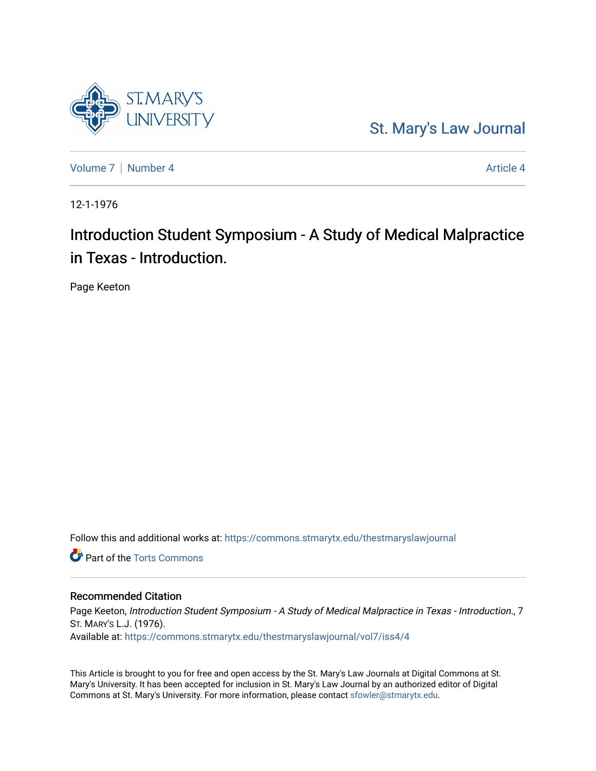St. Mary's Law Journal

Volume 7 | Number 4

Article 4

12-1-1976

# Introduction Student Symposium - A Study of Medical Malpractice in Texas - Introduction.

Page Keeton

Follow this and additional works at: https://commons.stmarytx.edu/thestmaryslawjournal

Part of the Torts Commons

## Recommended Citation

Page Keeton, *Introduction Student Symposium - A Study of Medical Malpractice in Texas - Introduction.*, 7 St. Mary's L.J. (1976).

Available at: https://commons.stmarytx.edu/thestmaryslawjournal/vol7/iss4/4

This Article is brought to you for free and open access by the St. Mary's Law Journals at Digital Commons at St. Mary's University. It has been accepted for inclusion in St. Mary's Law Journal by an authorized editor of Digital Commons at St. Mary's University. For more information, please contact sfowler@stmarytx.edu.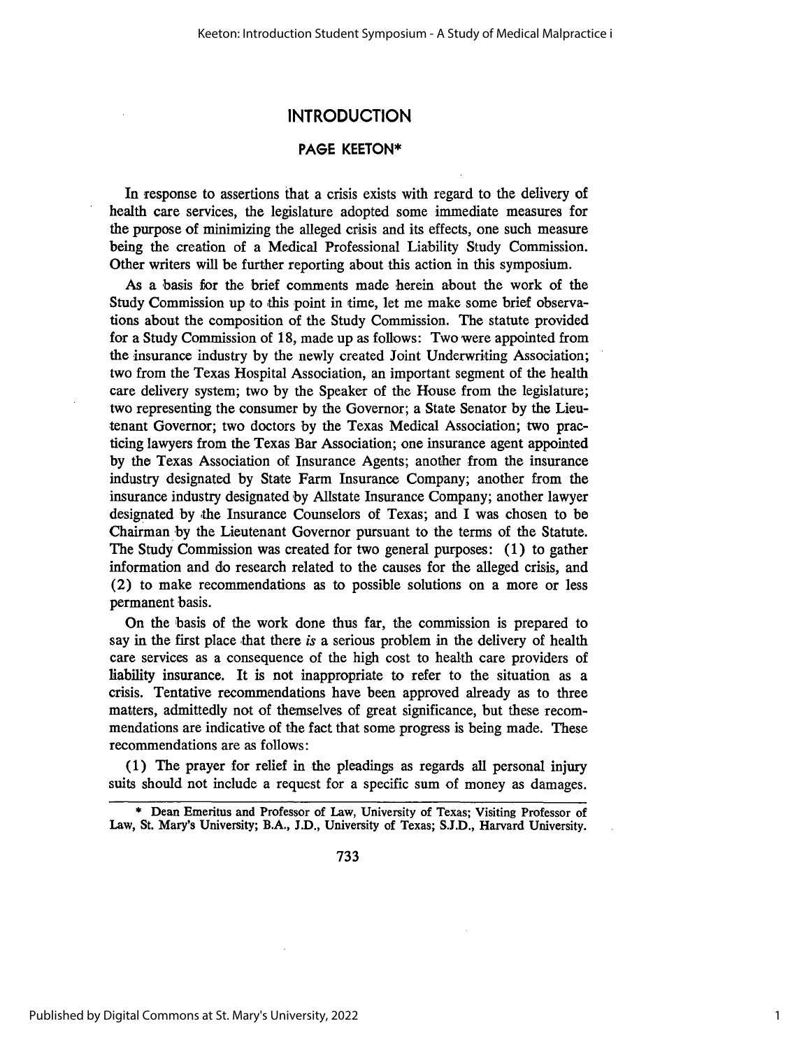# INTRODUCTION

## PAGE KEETON*

In response to assertions that a crisis exists with regard to the delivery of health care services, the legislature adopted some immediate measures for the purpose of minimizing the alleged crisis and its effects, one such measure being the creation of a Medical Professional Liability Study Commission. Other writers will be further reporting about this action in this symposium.

As a basis for the brief comments made herein about the work of the Study Commission up to this point in time, let me make some brief observations about the composition of the Study Commission. The statute provided for a Study Commission of 18, made up as follows: Two were appointed from the insurance industry by the newly created Joint Underwriting Association; two from the Texas Hospital Association, an important segment of the health care delivery system; two by the Speaker of the House from the legislature; two representing the consumer by the Governor; a State Senator by the Lieutenant Governor; two doctors by the Texas Medical Association; two practicing lawyers from the Texas Bar Association; one insurance agent appointed by the Texas Association of Insurance Agents; another from the insurance industry designated by State Farm Insurance Company; another from the insurance industry designated by Allstate Insurance Company; another lawyer designated by the Insurance Counselors of Texas; and I was chosen to be Chairman by the Lieutenant Governor pursuant to the terms of the Statute. The Study Commission was created for two general purposes: (1) to gather information and do research related to the causes for the alleged crisis, and (2) to make recommendations as to possible solutions on a more or less permanent basis.

On the basis of the work done thus far, the commission is prepared to say in the first place that there *is* a serious problem in the delivery of health care services as a consequence of the high cost to health care providers of liability insurance. It is not inappropriate to refer to the situation as a crisis. Tentative recommendations have been approved already as to three matters, admittedly not of themselves of great significance, but these recommendations are indicative of the fact that some progress is being made. These recommendations are as follows:

(1) The prayer for relief in the pleadings as regards all personal injury suits should not include a request for a specific sum of money as damages.

---

* Dean Emeritus and Professor of Law, University of Texas; Visiting Professor of Law, St. Mary's University; B.A., J.D., University of Texas; S.J.D., Harvard University.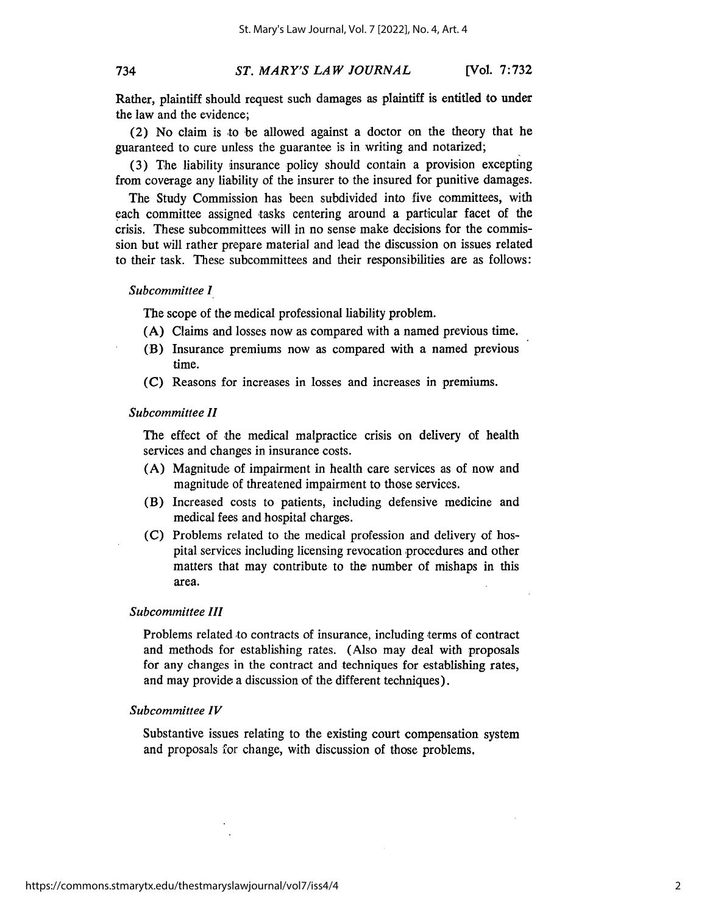Rather, plaintiff should request such damages as plaintiff is entitled to under the law and the evidence;

(2) No claim is to be allowed against a doctor on the theory that he guaranteed to cure unless the guarantee is in writing and notarized;

(3) The liability insurance policy should contain a provision excepting from coverage any liability of the insurer to the insured for punitive damages.

The Study Commission has been subdivided into five committees, with each committee assigned tasks centering around a particular facet of the crisis. These subcommittees will in no sense make decisions for the commission but will rather prepare material and lead the discussion on issues related to their task. These subcommittees and their responsibilities are as follows:

*Subcommittee I*

The scope of the medical professional liability problem.

(A) Claims and losses now as compared with a named previous time.

(B) Insurance premiums now as compared with a named previous time.

(C) Reasons for increases in losses and increases in premiums.

*Subcommittee II*

The effect of the medical malpractice crisis on delivery of health services and changes in insurance costs.

(A) Magnitude of impairment in health care services as of now and magnitude of threatened impairment to those services.

(B) Increased costs to patients, including defensive medicine and medical fees and hospital charges.

(C) Problems related to the medical profession and delivery of hospital services including licensing revocation procedures and other matters that may contribute to the number of mishaps in this area.

*Subcommittee III*

Problems related to contracts of insurance, including terms of contract and methods for establishing rates. (Also may deal with proposals for any changes in the contract and techniques for establishing rates, and may provide a discussion of the different techniques).

*Subcommittee IV*

Substantive issues relating to the existing court compensation system and proposals for change, with discussion of those problems.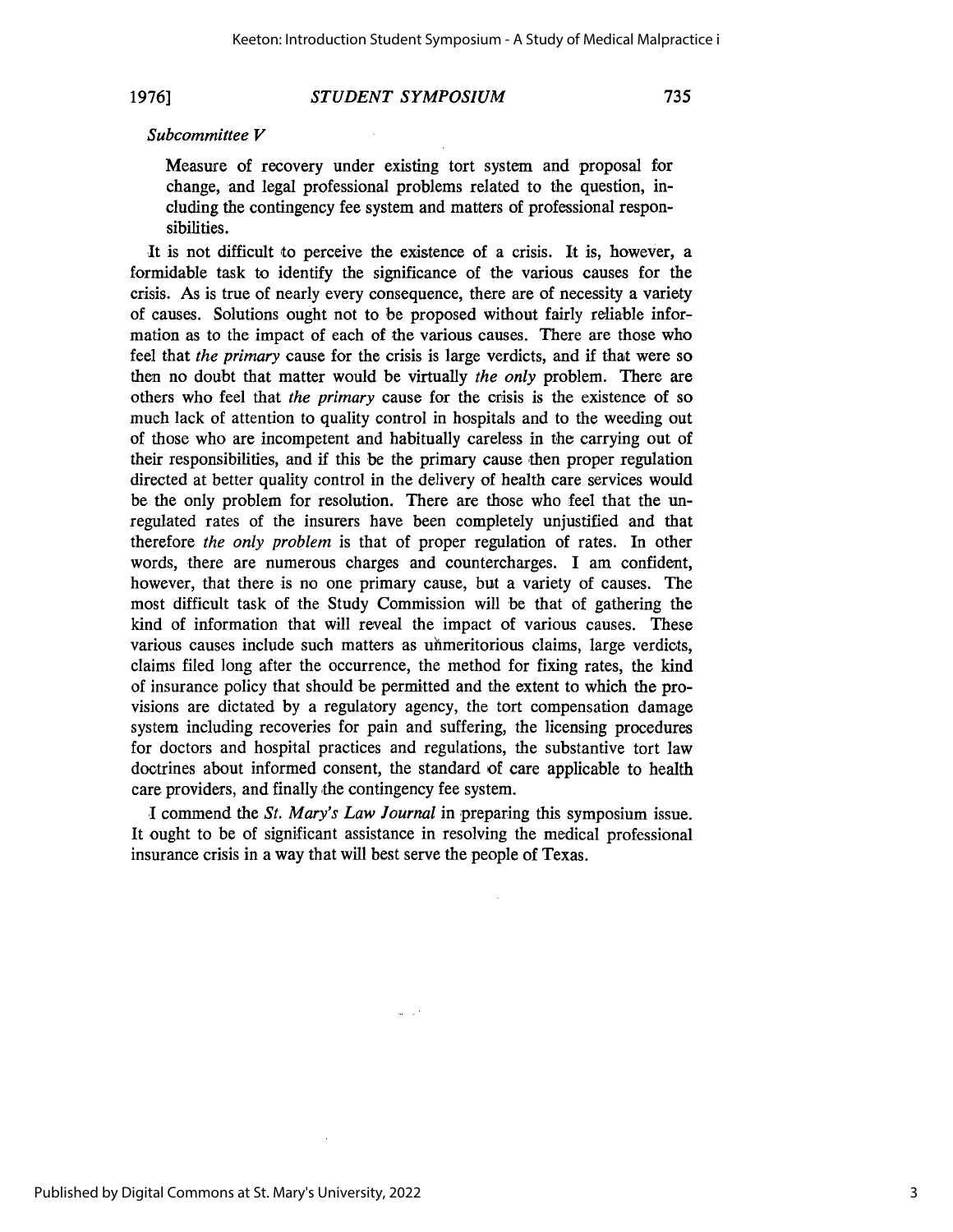*Subcommittee V*

> Measure of recovery under existing tort system and proposal for change, and legal professional problems related to the question, including the contingency fee system and matters of professional responsibilities.

It is not difficult to perceive the existence of a crisis. It is, however, a formidable task to identify the significance of the various causes for the crisis. As is true of nearly every consequence, there are of necessity a variety of causes. Solutions ought not to be proposed without fairly reliable information as to the impact of each of the various causes. There are those who feel that *the primary* cause for the crisis is large verdicts, and if that were so then no doubt that matter would be virtually *the only* problem. There are others who feel that *the primary* cause for the crisis is the existence of so much lack of attention to quality control in hospitals and to the weeding out of those who are incompetent and habitually careless in the carrying out of their responsibilities, and if this be the primary cause then proper regulation directed at better quality control in the delivery of health care services would be the only problem for resolution. There are those who feel that the unregulated rates of the insurers have been completely unjustified and that therefore *the only problem* is that of proper regulation of rates. In other words, there are numerous charges and countercharges. I am confident, however, that there is no one primary cause, but a variety of causes. The most difficult task of the Study Commission will be that of gathering the kind of information that will reveal the impact of various causes. These various causes include such matters as unmeritorious claims, large verdicts, claims filed long after the occurrence, the method for fixing rates, the kind of insurance policy that should be permitted and the extent to which the provisions are dictated by a regulatory agency, the tort compensation damage system including recoveries for pain and suffering, the licensing procedures for doctors and hospital practices and regulations, the substantive tort law doctrines about informed consent, the standard of care applicable to health care providers, and finally the contingency fee system.

I commend the *St. Mary's Law Journal* in preparing this symposium issue. It ought to be of significant assistance in resolving the medical professional insurance crisis in a way that will best serve the people of Texas.